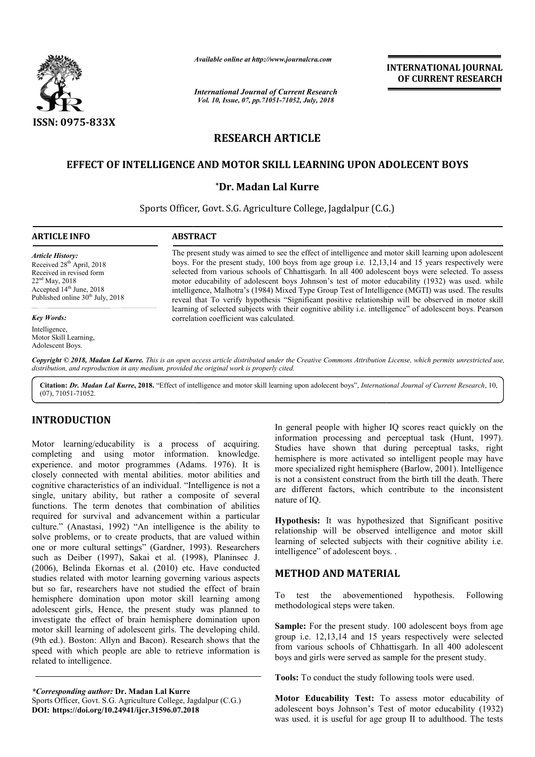*Available online at http://www.journalcra.com*

*International Journal of Current Research*
*Vol. 10, Issue, 07, pp.71051-71052, July, 2018*

**INTERNATIONAL JOURNAL OF CURRENT RESEARCH**

ISSN: 0975-833X

# RESEARCH ARTICLE

## EFFECT OF INTELLIGENCE AND MOTOR SKILL LEARNING UPON ADOLECENT BOYS

**\*Dr. Madan Lal Kurre**

Sports Officer, Govt. S.G. Agriculture College, Jagdalpur (C.G.)

**ARTICLE INFO**

*Article History:*
Received 28th April, 2018
Received in revised form
22nd May, 2018
Accepted 14th June, 2018
Published online 30th July, 2018

*Key Words:*
Intelligence,
Motor Skill Learning,
Adolescent Boys.

**ABSTRACT**

The present study was aimed to see the effect of intelligence and motor skill learning upon adolescent boys. For the present study, 100 boys from age group i.e. 12,13,14 and 15 years respectively were selected from various schools of Chhattisgarh. In all 400 adolescent boys were selected. To assess motor educability of adolescent boys Johnson's test of motor educability (1932) was used. while intelligence, Malhotra's (1984) Mixed Type Group Test of Intelligence (MGTI) was used. The results reveal that To verify hypothesis "Significant positive relationship will be observed in motor skill learning of selected subjects with their cognitive ability i.e. intelligence" of adolescent boys. Pearson correlation coefficient was calculated.

*Copyright © 2018, Madan Lal Kurre. This is an open access article distributed under the Creative Commons Attribution License, which permits unrestricted use, distribution, and reproduction in any medium, provided the original work is properly cited.*

**Citation:** *Dr. Madan Lal Kurre*, **2018.** "Effect of intelligence and motor skill learning upon adolecent boys", *International Journal of Current Research*, 10, (07), 71051-71052.

## INTRODUCTION

Motor learning/educability is a process of acquiring. completing and using motor information. knowledge. experience. and motor programmes (Adams. 1976). It is closely connected with mental abilities. motor abilities and cognitive characteristics of an individual. "Intelligence is not a single, unitary ability, but rather a composite of several functions. The term denotes that combination of abilities required for survival and advancement within a particular culture." (Anastasi, 1992) "An intelligence is the ability to solve problems, or to create products, that are valued within one or more cultural settings" (Gardner, 1993). Researchers such as Deiber (1997), Sakai et al. (1998), Planinsec J. (2006), Belinda Ekornas et al. (2010) etc. Have conducted studies related with motor learning governing various aspects but so far, researchers have not studied the effect of brain hemisphere domination upon motor skill learning among adolescent girls, Hence, the present study was planned to investigate the effect of brain hemisphere domination upon motor skill learning of adolescent girls. The developing child. (9th ed.). Boston: Allyn and Bacon). Research shows that the speed with which people are able to retrieve information is related to intelligence.

In general people with higher IQ scores react quickly on the information processing and perceptual task (Hunt, 1997). Studies have shown that during perceptual tasks, right hemisphere is more activated so intelligent people may have more specialized right hemisphere (Barlow, 2001). Intelligence is not a consistent construct from the birth till the death. There are different factors, which contribute to the inconsistent nature of IQ.

**Hypothesis:** It was hypothesized that Significant positive relationship will be observed intelligence and motor skill learning of selected subjects with their cognitive ability i.e. intelligence" of adolescent boys. .

## METHOD AND MATERIAL

To test the abovementioned hypothesis. Following methodological steps were taken.

**Sample:** For the present study. 100 adolescent boys from age group i.e. 12,13,14 and 15 years respectively were selected from various schools of Chhattisgarh. In all 400 adolescent boys and girls were served as sample for the present study.

**Tools:** To conduct the study following tools were used.

**Motor Educability Test:** To assess motor educability of adolescent boys Johnson's Test of motor educability (1932) was used. it is useful for age group II to adulthood. The tests

*\*Corresponding author:* **Dr. Madan Lal Kurre**
Sports Officer, Govt. S.G. Agriculture College, Jagdalpur (C.G.)
**DOI: https://doi.org/10.24941/ijcr.31596.07.2018**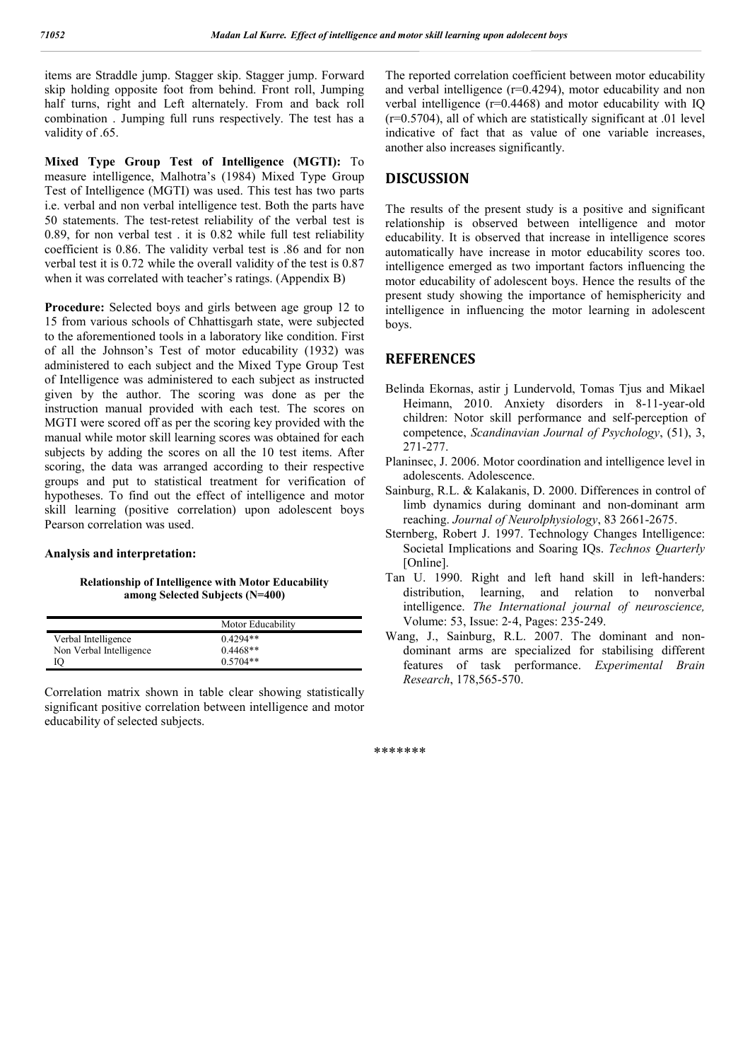items are Straddle jump. Stagger skip. Stagger jump. Forward skip holding opposite foot from behind. Front roll, Jumping half turns, right and Left alternately. From and back roll combination . Jumping full runs respectively. The test has a validity of .65.

**Mixed Type Group Test of Intelligence (MGTI):** To measure intelligence, Malhotra's (1984) Mixed Type Group Test of Intelligence (MGTI) was used. This test has two parts i.e. verbal and non verbal intelligence test. Both the parts have 50 statements. The test-retest reliability of the verbal test is 0.89, for non verbal test . it is 0.82 while full test reliability coefficient is 0.86. The validity verbal test is .86 and for non verbal test it is 0.72 while the overall validity of the test is 0.87 when it was correlated with teacher's ratings. (Appendix B)

**Procedure:** Selected boys and girls between age group 12 to 15 from various schools of Chhattisgarh state, were subjected to the aforementioned tools in a laboratory like condition. First of all the Johnson's Test of motor educability (1932) was administered to each subject and the Mixed Type Group Test of Intelligence was administered to each subject as instructed given by the author. The scoring was done as per the instruction manual provided with each test. The scores on MGTI were scored off as per the scoring key provided with the manual while motor skill learning scores was obtained for each subjects by adding the scores on all the 10 test items. After scoring, the data was arranged according to their respective groups and put to statistical treatment for verification of hypotheses. To find out the effect of intelligence and motor skill learning (positive correlation) upon adolescent boys Pearson correlation was used.

**Analysis and interpretation:**

**Relationship of Intelligence with Motor Educability among Selected Subjects (N=400)**

| | Motor Educability |
|---|---|
| Verbal Intelligence | 0.4294** |
| Non Verbal Intelligence | 0.4468** |
| IQ | 0.5704** |

Correlation matrix shown in table clear showing statistically significant positive correlation between intelligence and motor educability of selected subjects.

The reported correlation coefficient between motor educability and verbal intelligence (r=0.4294), motor educability and non verbal intelligence (r=0.4468) and motor educability with IQ (r=0.5704), all of which are statistically significant at .01 level indicative of fact that as value of one variable increases, another also increases significantly.

## DISCUSSION

The results of the present study is a positive and significant relationship is observed between intelligence and motor educability. It is observed that increase in intelligence scores automatically have increase in motor educability scores too. intelligence emerged as two important factors influencing the motor educability of adolescent boys. Hence the results of the present study showing the importance of hemisphericity and intelligence in influencing the motor learning in adolescent boys.

## REFERENCES

- Belinda Ekornas, astir j Lundervold, Tomas Tjus and Mikael Heimann, 2010. Anxiety disorders in 8-11-year-old children: Notor skill performance and self-perception of competence, *Scandinavian Journal of Psychology*, (51), 3, 271-277.
- Planinsec, J. 2006. Motor coordination and intelligence level in adolescents. Adolescence.
- Sainburg, R.L. & Kalakanis, D. 2000. Differences in control of limb dynamics during dominant and non-dominant arm reaching. *Journal of Neurolphysiology*, 83 2661-2675.
- Sternberg, Robert J. 1997. Technology Changes Intelligence: Societal Implications and Soaring IQs. *Technos Quarterly* [Online].
- Tan U. 1990. Right and left hand skill in left-handers: distribution, learning, and relation to nonverbal intelligence. *The International journal of neuroscience,* Volume: 53, Issue: 2-4, Pages: 235-249.
- Wang, J., Sainburg, R.L. 2007. The dominant and non-dominant arms are specialized for stabilising different features of task performance. *Experimental Brain Research*, 178,565-570.

*******